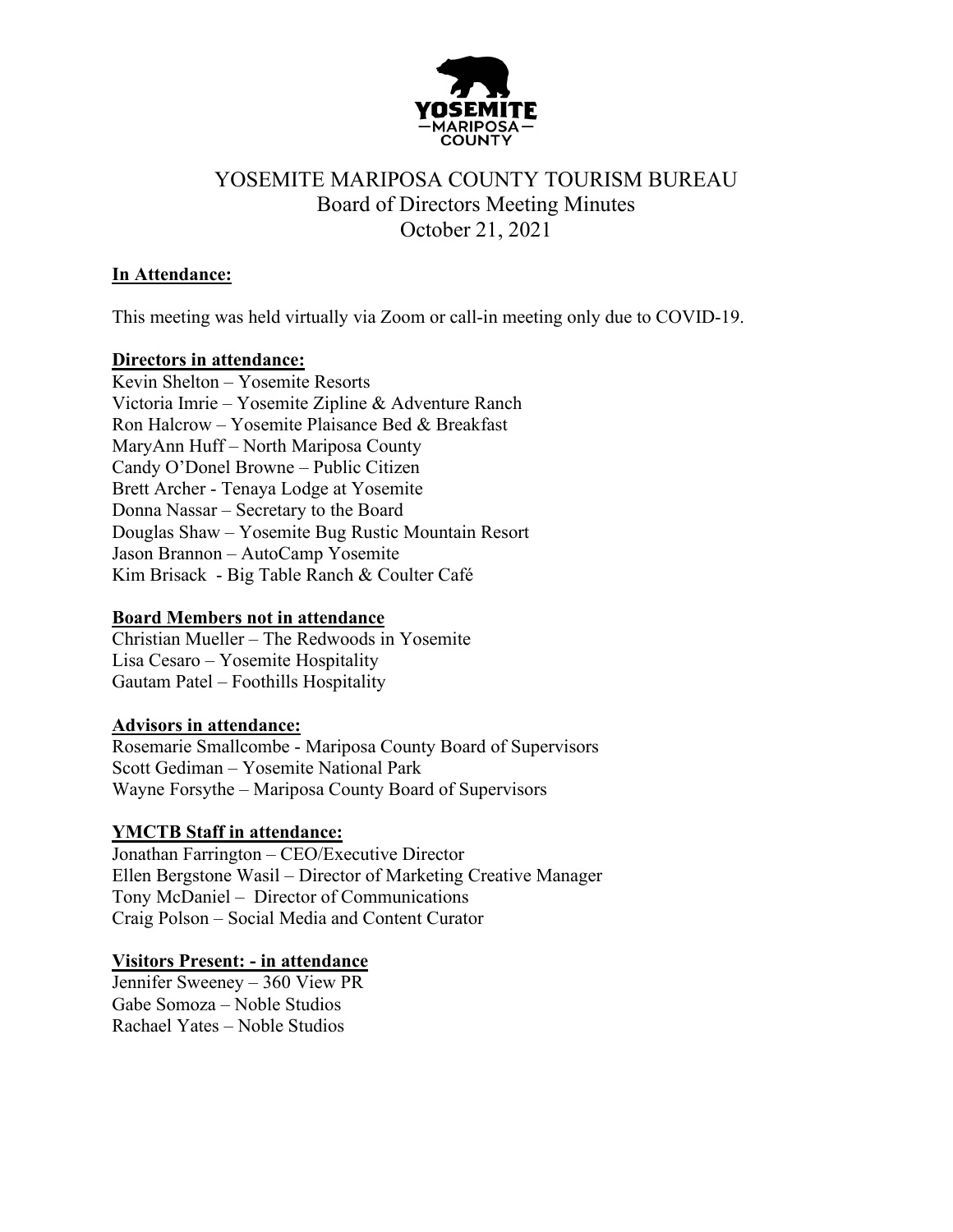# YOSEMITE MARIPOSA COUNTY TOURISM BUREAU

## Board of Directors Meeting Minutes

## October 21, 2021

**In Attendance:**

This meeting was held virtually via Zoom or call-in meeting only due to COVID-19.

**Directors in attendance:**

Kevin Shelton – Yosemite Resorts
Victoria Imrie – Yosemite Zipline & Adventure Ranch
Ron Halcrow – Yosemite Plaisance Bed & Breakfast
MaryAnn Huff – North Mariposa County
Candy O'Donel Browne – Public Citizen
Brett Archer - Tenaya Lodge at Yosemite
Donna Nassar – Secretary to the Board
Douglas Shaw – Yosemite Bug Rustic Mountain Resort
Jason Brannon – AutoCamp Yosemite
Kim Brisack - Big Table Ranch & Coulter Café

**Board Members not in attendance**

Christian Mueller – The Redwoods in Yosemite
Lisa Cesaro – Yosemite Hospitality
Gautam Patel – Foothills Hospitality

**Advisors in attendance:**

Rosemarie Smallcombe - Mariposa County Board of Supervisors
Scott Gediman – Yosemite National Park
Wayne Forsythe – Mariposa County Board of Supervisors

**YMCTB Staff in attendance:**

Jonathan Farrington – CEO/Executive Director
Ellen Bergstone Wasil – Director of Marketing Creative Manager
Tony McDaniel – Director of Communications
Craig Polson – Social Media and Content Curator

**Visitors Present: - in attendance**

Jennifer Sweeney – 360 View PR
Gabe Somoza – Noble Studios
Rachael Yates – Noble Studios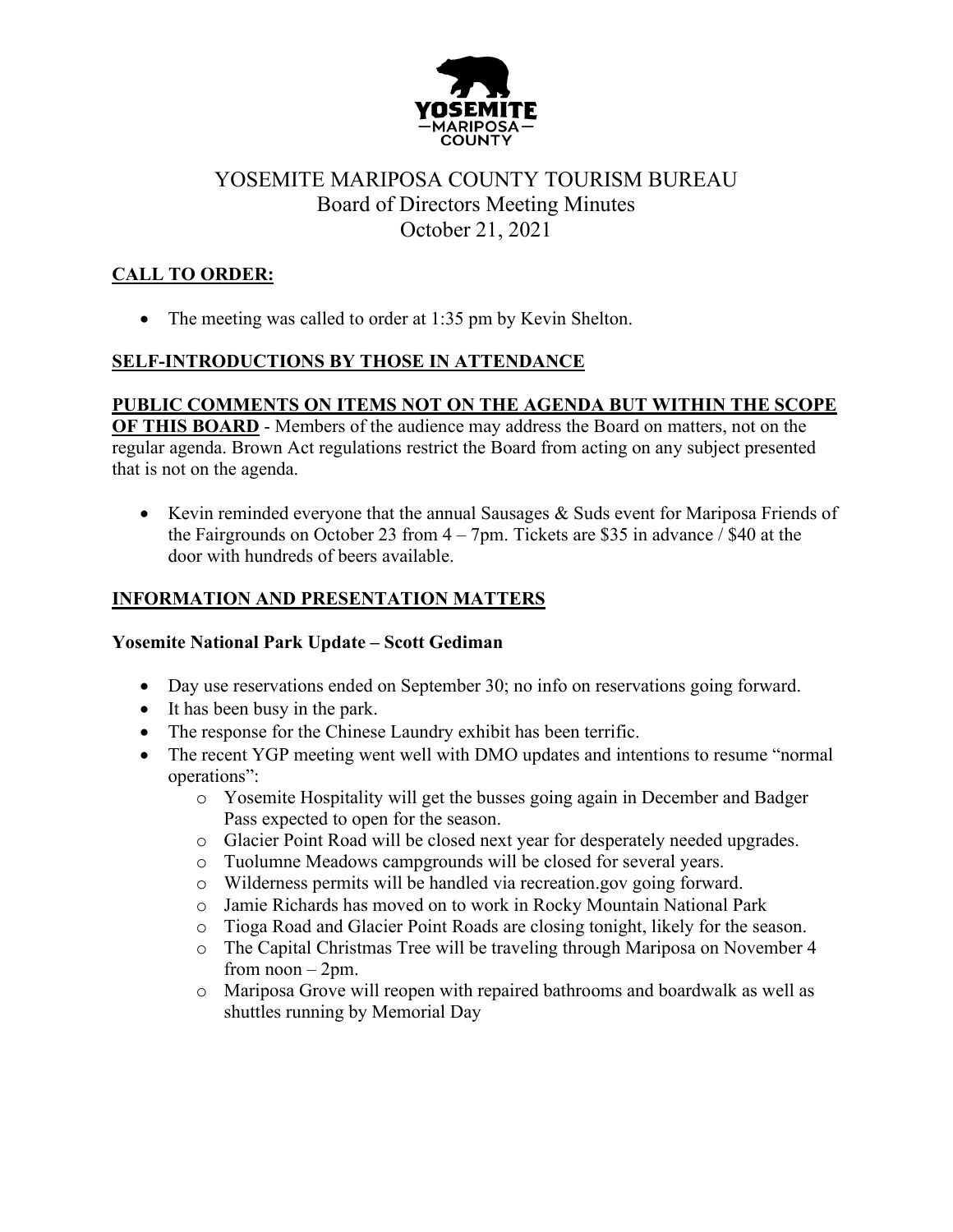# YOSEMITE MARIPOSA COUNTY TOURISM BUREAU

## Board of Directors Meeting Minutes

## October 21, 2021

### CALL TO ORDER:

- The meeting was called to order at 1:35 pm by Kevin Shelton.

### SELF-INTRODUCTIONS BY THOSE IN ATTENDANCE

### PUBLIC COMMENTS ON ITEMS NOT ON THE AGENDA BUT WITHIN THE SCOPE OF THIS BOARD

**PUBLIC COMMENTS ON ITEMS NOT ON THE AGENDA BUT WITHIN THE SCOPE OF THIS BOARD** - Members of the audience may address the Board on matters, not on the regular agenda. Brown Act regulations restrict the Board from acting on any subject presented that is not on the agenda.

- Kevin reminded everyone that the annual Sausages & Suds event for Mariposa Friends of the Fairgrounds on October 23 from 4 – 7pm. Tickets are $35 in advance / $40 at the door with hundreds of beers available.

### INFORMATION AND PRESENTATION MATTERS

**Yosemite National Park Update – Scott Gediman**

- Day use reservations ended on September 30; no info on reservations going forward.
- It has been busy in the park.
- The response for the Chinese Laundry exhibit has been terrific.
- The recent YGP meeting went well with DMO updates and intentions to resume "normal operations":
  - Yosemite Hospitality will get the busses going again in December and Badger Pass expected to open for the season.
  - Glacier Point Road will be closed next year for desperately needed upgrades.
  - Tuolumne Meadows campgrounds will be closed for several years.
  - Wilderness permits will be handled via recreation.gov going forward.
  - Jamie Richards has moved on to work in Rocky Mountain National Park
  - Tioga Road and Glacier Point Roads are closing tonight, likely for the season.
  - The Capital Christmas Tree will be traveling through Mariposa on November 4 from noon – 2pm.
  - Mariposa Grove will reopen with repaired bathrooms and boardwalk as well as shuttles running by Memorial Day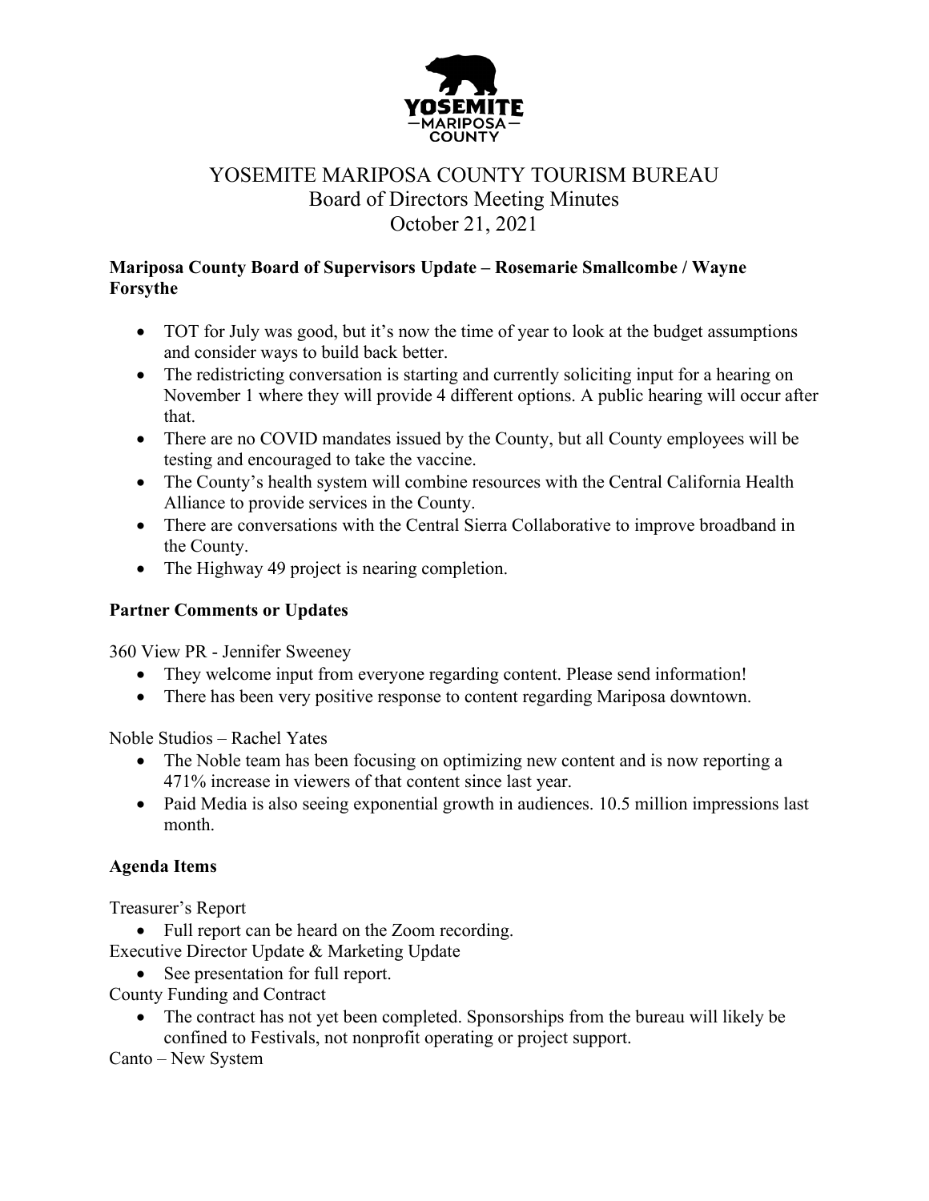YOSEMITE MARIPOSA COUNTY TOURISM BUREAU
Board of Directors Meeting Minutes
October 21, 2021

**Mariposa County Board of Supervisors Update – Rosemarie Smallcombe / Wayne Forsythe**

- TOT for July was good, but it's now the time of year to look at the budget assumptions and consider ways to build back better.
- The redistricting conversation is starting and currently soliciting input for a hearing on November 1 where they will provide 4 different options. A public hearing will occur after that.
- There are no COVID mandates issued by the County, but all County employees will be testing and encouraged to take the vaccine.
- The County's health system will combine resources with the Central California Health Alliance to provide services in the County.
- There are conversations with the Central Sierra Collaborative to improve broadband in the County.
- The Highway 49 project is nearing completion.

**Partner Comments or Updates**

360 View PR - Jennifer Sweeney

- They welcome input from everyone regarding content. Please send information!
- There has been very positive response to content regarding Mariposa downtown.

Noble Studios – Rachel Yates

- The Noble team has been focusing on optimizing new content and is now reporting a 471% increase in viewers of that content since last year.
- Paid Media is also seeing exponential growth in audiences. 10.5 million impressions last month.

**Agenda Items**

Treasurer's Report

- Full report can be heard on the Zoom recording.

Executive Director Update & Marketing Update

- See presentation for full report.

County Funding and Contract

- The contract has not yet been completed. Sponsorships from the bureau will likely be confined to Festivals, not nonprofit operating or project support.

Canto – New System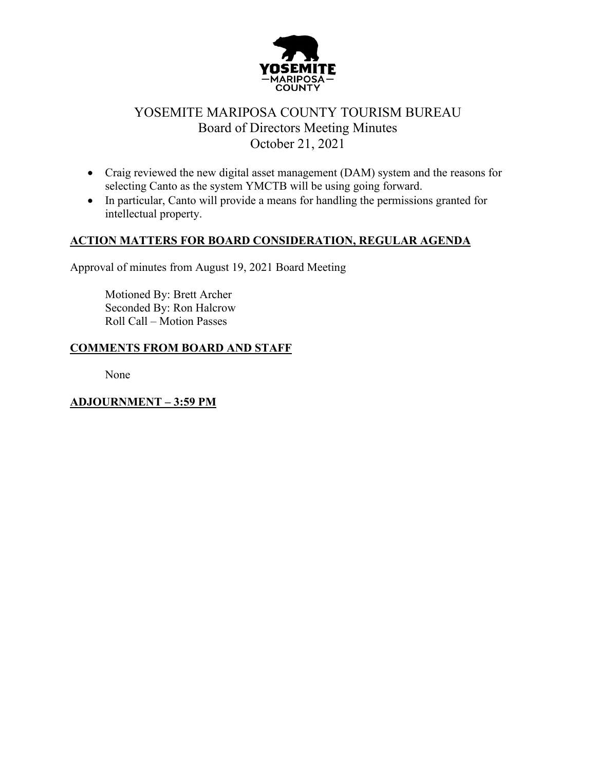YOSEMITE MARIPOSA COUNTY TOURISM BUREAU
Board of Directors Meeting Minutes
October 21, 2021

- Craig reviewed the new digital asset management (DAM) system and the reasons for selecting Canto as the system YMCTB will be using going forward.
- In particular, Canto will provide a means for handling the permissions granted for intellectual property.

**ACTION MATTERS FOR BOARD CONSIDERATION, REGULAR AGENDA**

Approval of minutes from August 19, 2021 Board Meeting

Motioned By: Brett Archer
Seconded By: Ron Halcrow
Roll Call – Motion Passes

**COMMENTS FROM BOARD AND STAFF**

None

**ADJOURNMENT – 3:59 PM**